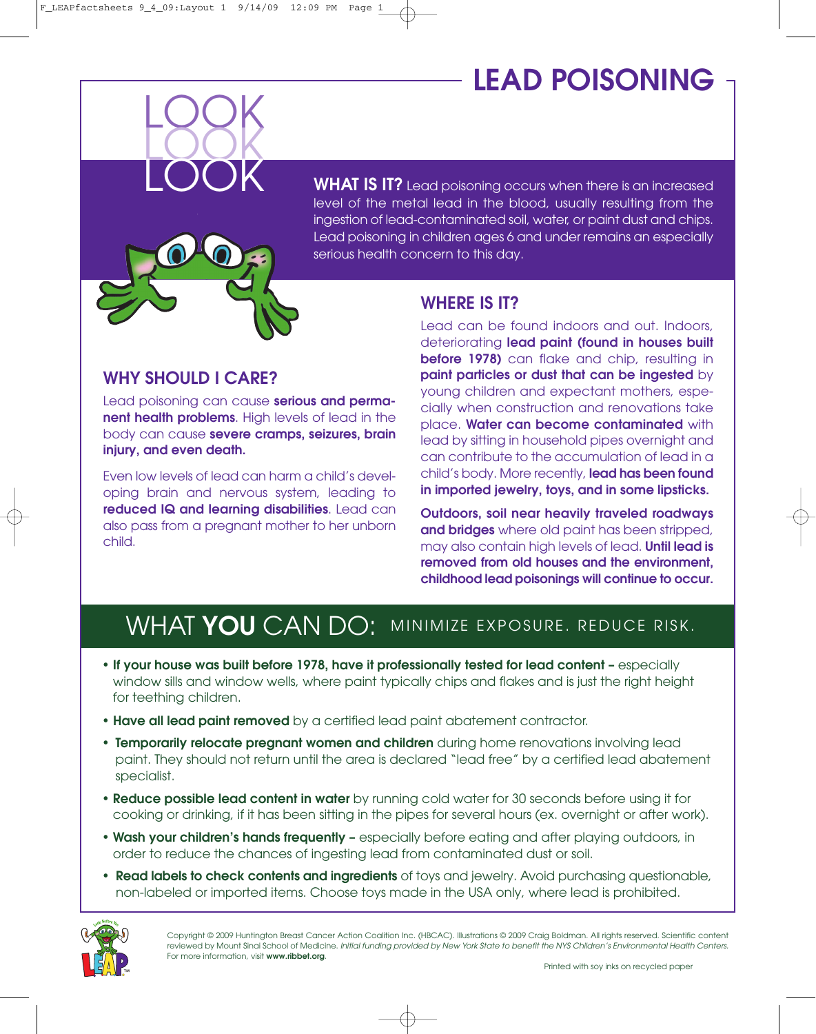# LEAD POISONING

LOOK LOOK LOOK

**WHAT IS IT?** Lead poisoning occurs when there is an increased level of the metal lead in the blood, usually resulting from the ingestion of lead-contaminated soil, water, or paint dust and chips. Lead poisoning in children ages 6 and under remains an especially serious health concern to this day.

## WHY SHOULD I CARE?

Lead poisoning can cause **serious and permanent health problems**. High levels of lead in the body can cause **severe cramps, seizures, brain injury, and even death.**

Even low levels of lead can harm a child's developing brain and nervous system, leading to **reduced IQ and learning disabilities**. Lead can also pass from a pregnant mother to her unborn child.

## WHERE IS IT?

Lead can be found indoors and out. Indoors, deteriorating **lead paint (found in houses built before 1978)** can flake and chip, resulting in **paint particles or dust that can be ingested** by young children and expectant mothers, especially when construction and renovations take place. **Water can become contaminated** with lead by sitting in household pipes overnight and can contribute to the accumulation of lead in a child's body. More recently, **lead has been found in imported jewelry, toys, and in some lipsticks.**

**Outdoors, soil near heavily traveled roadways and bridges** where old paint has been stripped, may also contain high levels of lead. **Until lead is removed from old houses and the environment, childhood lead poisonings will continue to occur.**

## WHAT **YOU** CAN DO: MINIMIZE EXPOSURE. REDUCE RISK.

- **If your house was built before 1978, have it professionally tested for lead content –** especially window sills and window wells, where paint typically chips and flakes and is just the right height for teething children.
- **Have all lead paint removed** by a certified lead paint abatement contractor.
- **Temporarily relocate pregnant women and children** during home renovations involving lead paint. They should not return until the area is declared "lead free" by a certified lead abatement specialist.
- **Reduce possible lead content in water** by running cold water for 30 seconds before using it for cooking or drinking, if it has been sitting in the pipes for several hours (ex. overnight or after work).
- **Wash your children's hands frequently –** especially before eating and after playing outdoors, in order to reduce the chances of ingesting lead from contaminated dust or soil.
- **Read labels to check contents and ingredients** of toys and jewelry. Avoid purchasing questionable, non-labeled or imported items. Choose toys made in the USA only, where lead is prohibited.

Copyright © 2009 Huntington Breast Cancer Action Coalition Inc. (HBCAC). Illustrations © 2009 Craig Boldman. All rights reserved. Scientific content reviewed by Mount Sinai School of Medicine. *Initial funding provided by New York State to benefit the NYS Children's Environmental Health Centers.* For more information, visit **www.ribbet.org**.

Printed with soy inks on recycled paper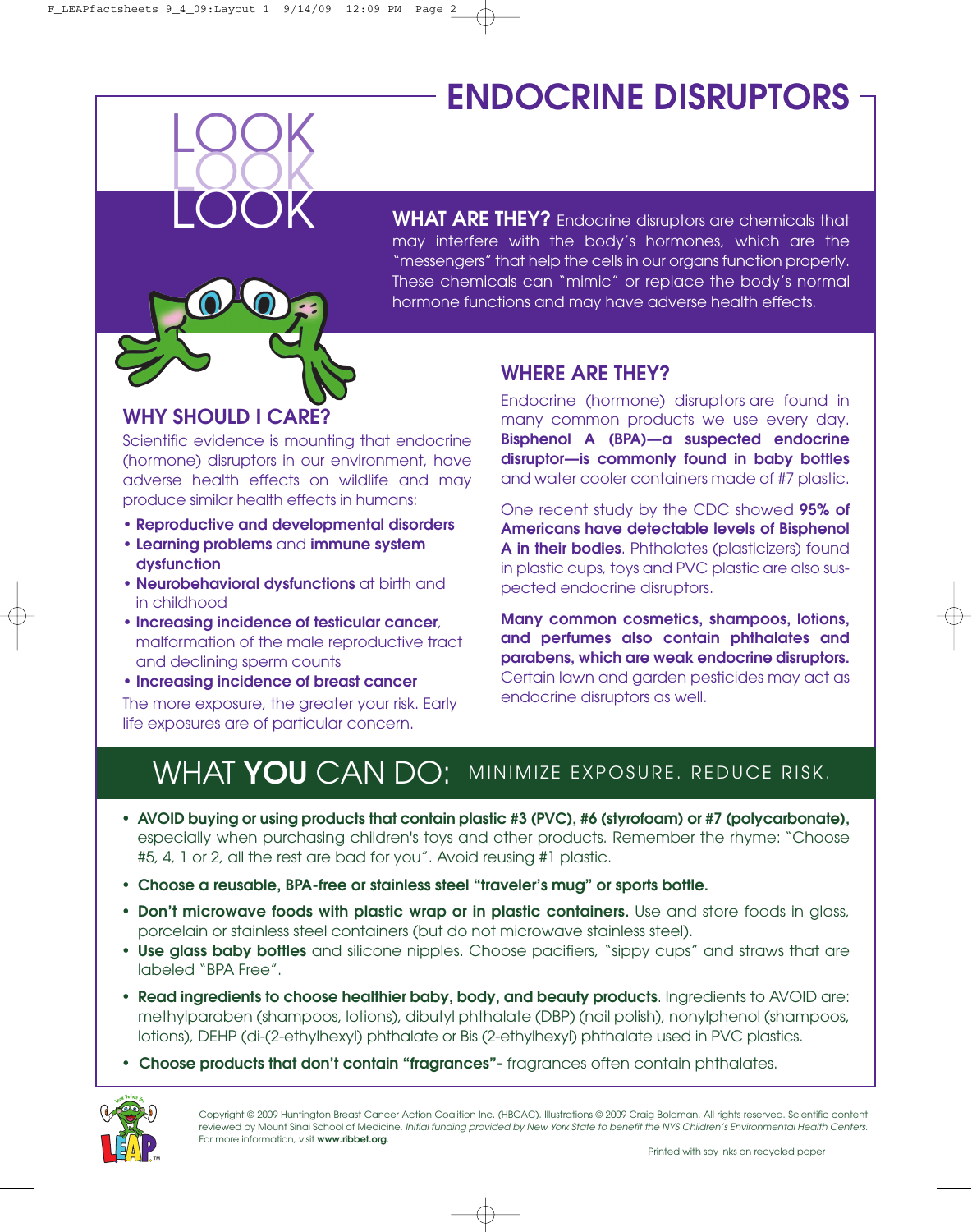# ENDOCRINE DISRUPTORS

LOOK LOOK LOOK

**WHAT ARE THEY?** Endocrine disruptors are chemicals that may interfere with the body's hormones, which are the "messengers" that help the cells in our organs function properly. These chemicals can "mimic" or replace the body's normal hormone functions and may have adverse health effects.

## WHY SHOULD I CARE?

Scientific evidence is mounting that endocrine (hormone) disruptors in our environment, have adverse health effects on wildlife and may produce similar health effects in humans:

- **Reproductive and developmental disorders**
- **Learning problems** and **immune system dysfunction**
- **Neurobehavioral dysfunctions** at birth and in childhood
- **Increasing incidence of testicular cancer**, malformation of the male reproductive tract and declining sperm counts
- **Increasing incidence of breast cancer**

The more exposure, the greater your risk. Early life exposures are of particular concern.

## WHERE ARE THEY?

Endocrine (hormone) disruptors are found in many common products we use every day. **Bisphenol A (BPA)—a suspected endocrine disruptor—is commonly found in baby bottles** and water cooler containers made of #7 plastic.

One recent study by the CDC showed **95% of Americans have detectable levels of Bisphenol A in their bodies**. Phthalates (plasticizers) found in plastic cups, toys and PVC plastic are also suspected endocrine disruptors.

**Many common cosmetics, shampoos, lotions, and perfumes also contain phthalates and parabens, which are weak endocrine disruptors.** Certain lawn and garden pesticides may act as endocrine disruptors as well.

## WHAT **YOU** CAN DO: MINIMIZE EXPOSURE. REDUCE RISK.

- **AVOID buying or using products that contain plastic #3 (PVC), #6 (styrofoam) or #7 (polycarbonate),** especially when purchasing children's toys and other products. Remember the rhyme: "Choose #5, 4, 1 or 2, all the rest are bad for you". Avoid reusing #1 plastic.
- **Choose a reusable, BPA-free or stainless steel "traveler's mug" or sports bottle.**
- **Don't microwave foods with plastic wrap or in plastic containers.** Use and store foods in glass, porcelain or stainless steel containers (but do not microwave stainless steel).
- **Use glass baby bottles** and silicone nipples. Choose pacifiers, "sippy cups" and straws that are labeled "BPA Free".
- **Read ingredients to choose healthier baby, body, and beauty products**. Ingredients to AVOID are: methylparaben (shampoos, lotions), dibutyl phthalate (DBP) (nail polish), nonylphenol (shampoos, lotions), DEHP (di-(2-ethylhexyl) phthalate or Bis (2-ethylhexyl) phthalate used in PVC plastics.
- **Choose products that don't contain "fragrances"-** fragrances often contain phthalates.

Copyright © 2009 Huntington Breast Cancer Action Coalition Inc. (HBCAC). Illustrations © 2009 Craig Boldman. All rights reserved. Scientific content reviewed by Mount Sinai School of Medicine. *Initial funding provided by New York State to benefit the NYS Children's Environmental Health Centers.* For more information, visit **www.ribbet.org**.

Printed with soy inks on recycled paper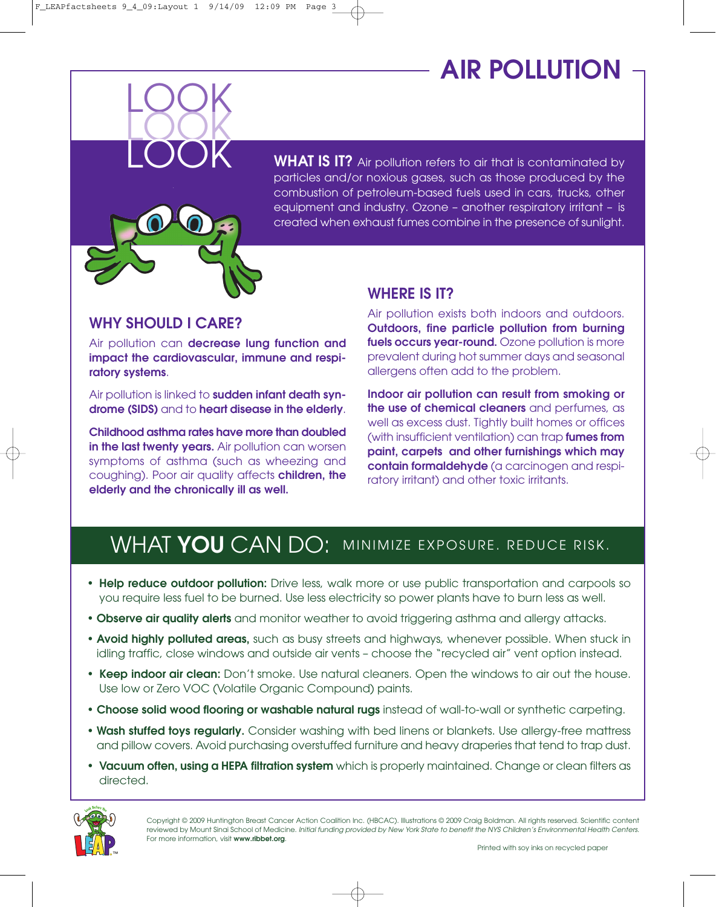# AIR POLLUTION

LOOK LOOK LOOK

**WHAT IS IT?** Air pollution refers to air that is contaminated by particles and/or noxious gases, such as those produced by the combustion of petroleum-based fuels used in cars, trucks, other equipment and industry. Ozone – another respiratory irritant – is created when exhaust fumes combine in the presence of sunlight.

## WHY SHOULD I CARE?

Air pollution can **decrease lung function and impact the cardiovascular, immune and respiratory systems**.

Air pollution is linked to **sudden infant death syndrome (SIDS)** and to **heart disease in the elderly**.

**Childhood asthma rates have more than doubled in the last twenty years.** Air pollution can worsen symptoms of asthma (such as wheezing and coughing). Poor air quality affects **children, the elderly and the chronically ill as well.**

## WHERE IS IT?

Air pollution exists both indoors and outdoors. **Outdoors, fine particle pollution from burning fuels occurs year-round.** Ozone pollution is more prevalent during hot summer days and seasonal allergens often add to the problem.

**Indoor air pollution can result from smoking or the use of chemical cleaners** and perfumes, as well as excess dust. Tightly built homes or offices (with insufficient ventilation) can trap **fumes from paint, carpets and other furnishings which may contain formaldehyde** (a carcinogen and respiratory irritant) and other toxic irritants.

## WHAT **YOU** CAN DO: MINIMIZE EXPOSURE. REDUCE RISK.

- **Help reduce outdoor pollution:** Drive less, walk more or use public transportation and carpools so you require less fuel to be burned. Use less electricity so power plants have to burn less as well.
- **Observe air quality alerts** and monitor weather to avoid triggering asthma and allergy attacks.
- **Avoid highly polluted areas,** such as busy streets and highways, whenever possible. When stuck in idling traffic, close windows and outside air vents – choose the "recycled air" vent option instead.
- **Keep indoor air clean:** Don't smoke. Use natural cleaners. Open the windows to air out the house. Use low or Zero VOC (Volatile Organic Compound) paints.
- **Choose solid wood flooring or washable natural rugs** instead of wall-to-wall or synthetic carpeting.
- **Wash stuffed toys regularly.** Consider washing with bed linens or blankets. Use allergy-free mattress and pillow covers. Avoid purchasing overstuffed furniture and heavy draperies that tend to trap dust.
- **Vacuum often, using a HEPA filtration system** which is properly maintained. Change or clean filters as directed.

Copyright © 2009 Huntington Breast Cancer Action Coalition Inc. (HBCAC). Illustrations © 2009 Craig Boldman. All rights reserved. Scientific content reviewed by Mount Sinai School of Medicine. *Initial funding provided by New York State to benefit the NYS Children's Environmental Health Centers.* For more information, visit **www.ribbet.org**.

Printed with soy inks on recycled paper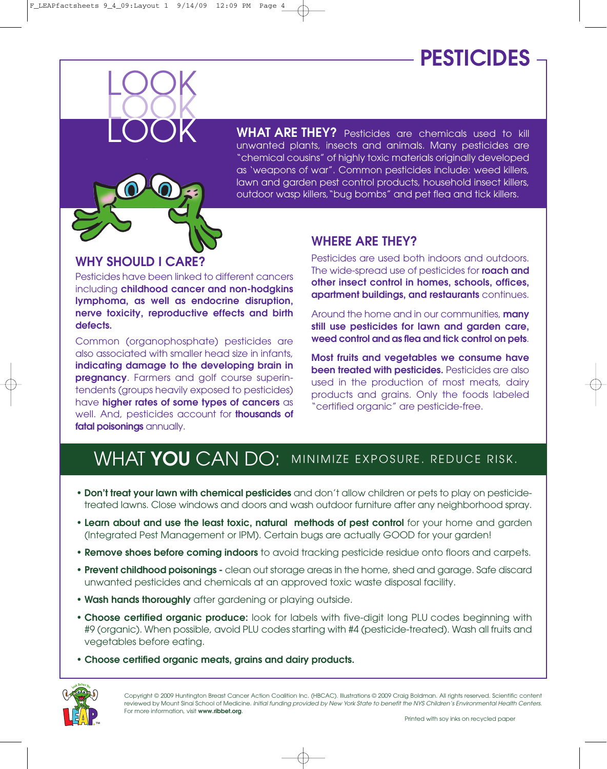# PESTICIDES

LOOK LOOK LOOK

**WHAT ARE THEY?** Pesticides are chemicals used to kill unwanted plants, insects and animals. Many pesticides are "chemical cousins" of highly toxic materials originally developed as 'weapons of war". Common pesticides include: weed killers, lawn and garden pest control products, household insect killers, outdoor wasp killers, "bug bombs" and pet flea and tick killers.

## WHY SHOULD I CARE?

Pesticides have been linked to different cancers including **childhood cancer and non-hodgkins lymphoma, as well as endocrine disruption, nerve toxicity, reproductive effects and birth defects.**

Common (organophosphate) pesticides are also associated with smaller head size in infants, **indicating damage to the developing brain in pregnancy**. Farmers and golf course superintendents (groups heavily exposed to pesticides) have **higher rates of some types of cancers** as well. And, pesticides account for **thousands of fatal poisonings** annually.

## WHERE ARE THEY?

Pesticides are used both indoors and outdoors. The wide-spread use of pesticides for **roach and other insect control in homes, schools, offices, apartment buildings, and restaurants** continues.

Around the home and in our communities, **many still use pesticides for lawn and garden care, weed control and as flea and tick control on pets**.

**Most fruits and vegetables we consume have been treated with pesticides.** Pesticides are also used in the production of most meats, dairy products and grains. Only the foods labeled "certified organic" are pesticide-free.

## WHAT **YOU** CAN DO: MINIMIZE EXPOSURE. REDUCE RISK.

- **Don't treat your lawn with chemical pesticides** and don't allow children or pets to play on pesticide-treated lawns. Close windows and doors and wash outdoor furniture after any neighborhood spray.
- **Learn about and use the least toxic, natural methods of pest control** for your home and garden (Integrated Pest Management or IPM). Certain bugs are actually GOOD for your garden!
- **Remove shoes before coming indoors** to avoid tracking pesticide residue onto floors and carpets.
- **Prevent childhood poisonings -** clean out storage areas in the home, shed and garage. Safe discard unwanted pesticides and chemicals at an approved toxic waste disposal facility.
- **Wash hands thoroughly** after gardening or playing outside.
- **Choose certified organic produce:** look for labels with five-digit long PLU codes beginning with #9 (organic). When possible, avoid PLU codes starting with #4 (pesticide-treated). Wash all fruits and vegetables before eating.
- **Choose certified organic meats, grains and dairy products.**

Copyright © 2009 Huntington Breast Cancer Action Coalition Inc. (HBCAC). Illustrations © 2009 Craig Boldman. All rights reserved. Scientific content reviewed by Mount Sinai School of Medicine. *Initial funding provided by New York State to benefit the NYS Children's Environmental Health Centers.* For more information, visit **www.ribbet.org**.

Printed with soy inks on recycled paper